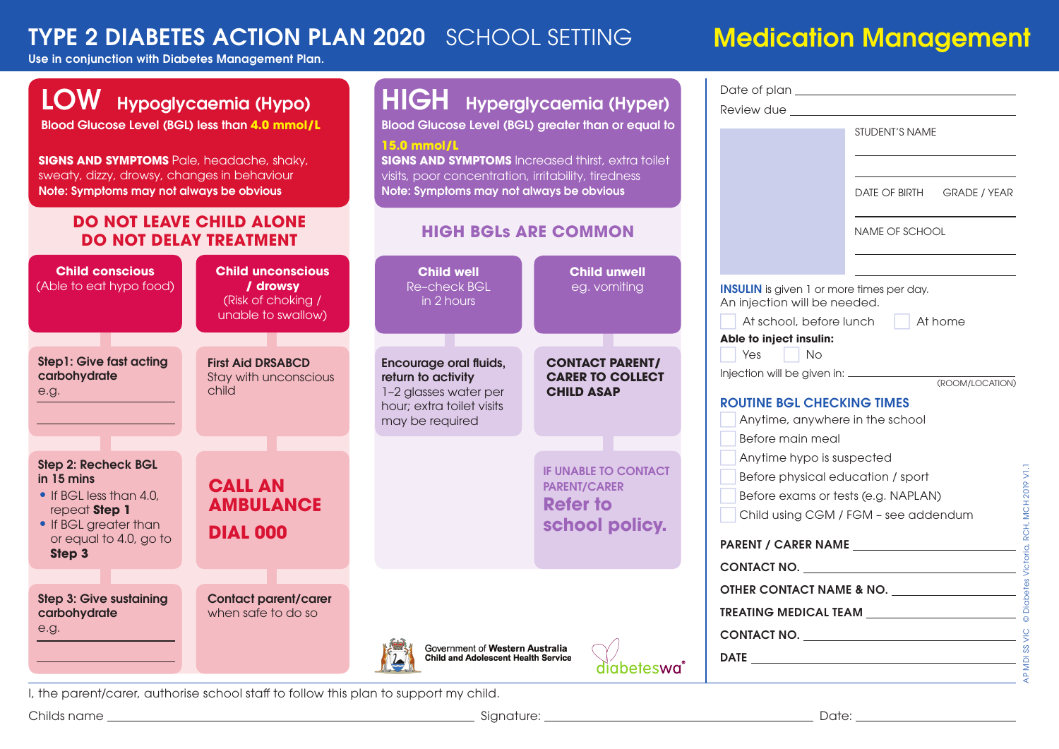# TYPE 2 DIABETES ACTION PLAN 2020 SCHOOL SETTING

Use in conjunction with Diabetes Management Plan.

# Medication Management

## LOW Hypoglycaemia (Hypo)

Blood Glucose Level (BGL) less than **4.0 mmol/L**

**SIGNS AND SYMPTOMS** Pale, headache, shaky, sweaty, dizzy, drowsy, changes in behaviour

**Note: Symptoms may not always be obvious**

### DO NOT LEAVE CHILD ALONE
### DO NOT DELAY TREATMENT

| **Child conscious** (Able to eat hypo food) | **Child unconscious / drowsy** (Risk of choking / unable to swallow) |
|---|---|
| **Step1: Give fast acting carbohydrate** e.g. ______ | **First Aid DRSABCD** Stay with unconscious child |
| **Step 2: Recheck BGL in 15 mins** • If BGL less than 4.0, repeat **Step 1** • If BGL greater than or equal to 4.0, go to **Step 3** | **CALL AN AMBULANCE DIAL 000** |
| **Step 3: Give sustaining carbohydrate** e.g. ______ | **Contact parent/carer** when safe to do so |

## HIGH Hyperglycaemia (Hyper)

Blood Glucose Level (BGL) greater than or equal to **15.0 mmol/L**

**SIGNS AND SYMPTOMS** Increased thirst, extra toilet visits, poor concentration, irritability, tiredness

**Note: Symptoms may not always be obvious**

### HIGH BGLs ARE COMMON

| **Child well** Re-check BGL in 2 hours | **Child unwell** eg. vomiting |
|---|---|
| **Encourage oral fluids, return to activity** 1–2 glasses water per hour; extra toilet visits may be required | **CONTACT PARENT/ CARER TO COLLECT CHILD ASAP** |
| | IF UNABLE TO CONTACT PARENT/CARER **Refer to school policy.** |

Government of Western Australia Child and Adolescent Health Service

diabeteswa

Date of plan ______

Review due ______

STUDENT'S NAME ______

DATE OF BIRTH ______ GRADE / YEAR ______

NAME OF SCHOOL ______

**INSULIN** is given 1 or more times per day. An injection will be needed.

☐ At school, before lunch ☐ At home

**Able to inject insulin:**

☐ Yes ☐ No

Injection will be given in: ______ (ROOM/LOCATION)

### ROUTINE BGL CHECKING TIMES

- ☐ Anytime, anywhere in the school
- ☐ Before main meal
- ☐ Anytime hypo is suspected
- ☐ Before physical education / sport
- ☐ Before exams or tests (e.g. NAPLAN)
- ☐ Child using CGM / FGM – see addendum

**PARENT / CARER NAME** ______

**CONTACT NO.** ______

**OTHER CONTACT NAME & NO.** ______

**TREATING MEDICAL TEAM** ______

**CONTACT NO.** ______

**DATE** ______

AP MDI SS VIC © Diabetes Victoria, RCH, MCH 2019 V1.1

I, the parent/carer, authorise school staff to follow this plan to support my child.

Childs name ______ Signature: ______ Date: ______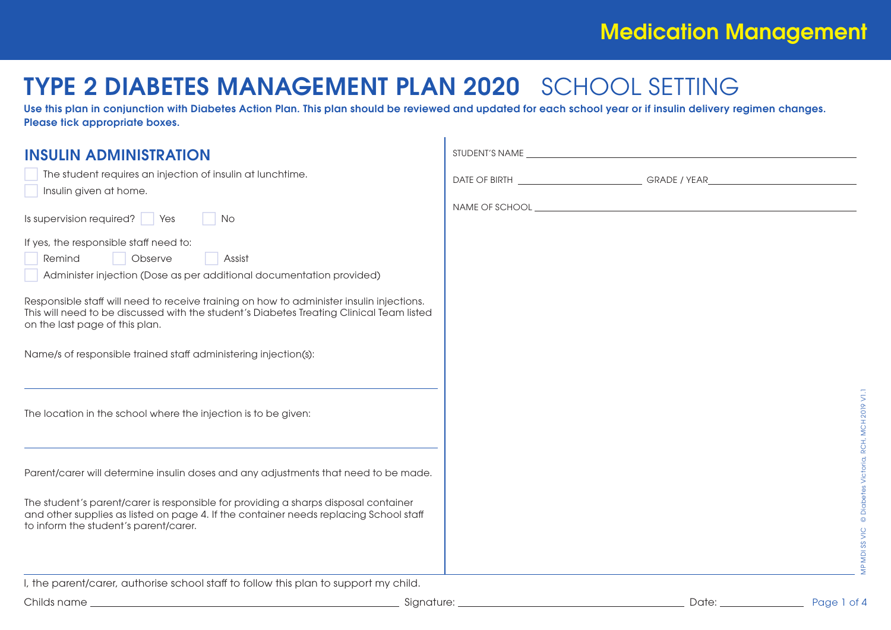# TYPE 2 DIABETES MANAGEMENT PLAN 2020 SCHOOL SETTING

**Use this plan in conjunction with Diabetes Action Plan. This plan should be reviewed and updated for each school year or if insulin delivery regimen changes. Please tick appropriate boxes.**

STUDENT'S NAME ____________________

DATE OF BIRTH ____________ GRADE / YEAR ____________

NAME OF SCHOOL ____________________

## INSULIN ADMINISTRATION

- ☐ The student requires an injection of insulin at lunchtime.
- ☐ Insulin given at home.

Is supervision required? ☐ Yes ☐ No

If yes, the responsible staff need to:

☐ Remind ☐ Observe ☐ Assist

☐ Administer injection (Dose as per additional documentation provided)

Responsible staff will need to receive training on how to administer insulin injections. This will need to be discussed with the student's Diabetes Treating Clinical Team listed on the last page of this plan.

Name/s of responsible trained staff administering injection(s):

____________________

The location in the school where the injection is to be given:

____________________

Parent/carer will determine insulin doses and any adjustments that need to be made.

The student's parent/carer is responsible for providing a sharps disposal container and other supplies as listed on page 4. If the container needs replacing School staff to inform the student's parent/carer.

MP MDI SS VIC © Diabetes Victoria, RCH, MCH 2019 V1.1

I, the parent/carer, authorise school staff to follow this plan to support my child.

Childs name ____________________ Signature: ____________________ Date: ____________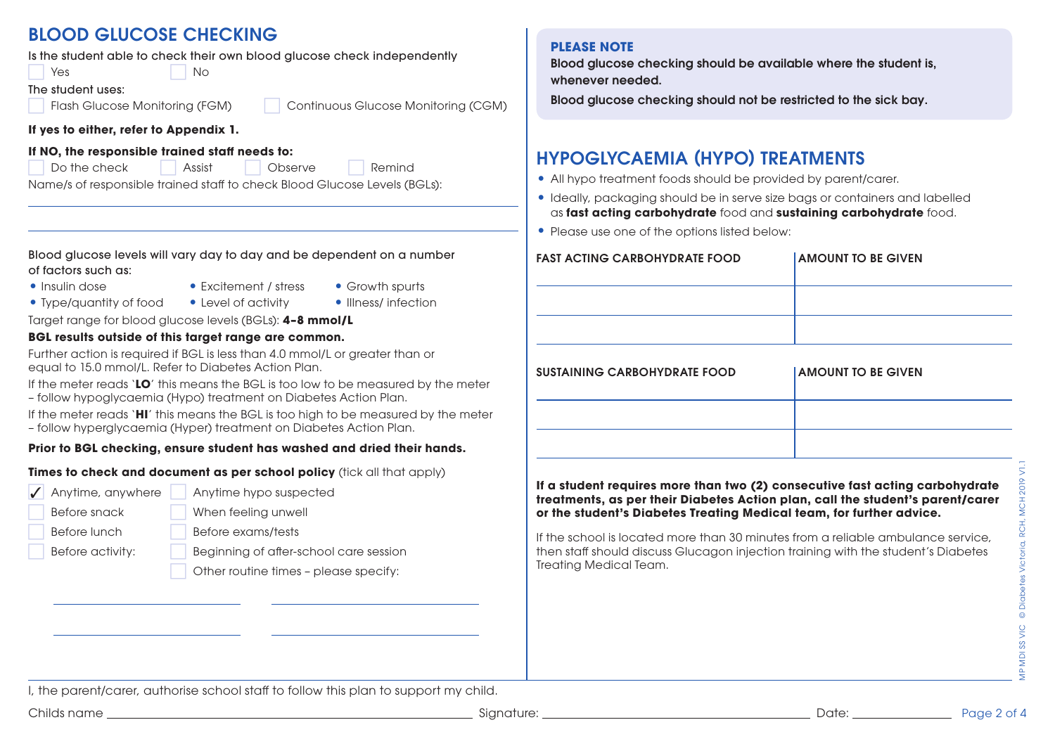## BLOOD GLUCOSE CHECKING

Is the student able to check their own blood glucose check independently

☐ Yes ☐ No

The student uses:

☐ Flash Glucose Monitoring (FGM) ☐ Continuous Glucose Monitoring (CGM)

**If yes to either, refer to Appendix 1.**

**If NO, the responsible trained staff needs to:**

☐ Do the check ☐ Assist ☐ Observe ☐ Remind

Name/s of responsible trained staff to check Blood Glucose Levels (BGLs):

\_\_\_\_\_\_\_\_\_\_\_\_\_\_\_\_\_\_\_\_\_\_\_\_\_\_\_\_\_\_\_\_\_\_\_\_\_\_\_\_\_\_\_\_\_\_\_\_\_\_\_\_

\_\_\_\_\_\_\_\_\_\_\_\_\_\_\_\_\_\_\_\_\_\_\_\_\_\_\_\_\_\_\_\_\_\_\_\_\_\_\_\_\_\_\_\_\_\_\_\_\_\_\_\_

Blood glucose levels will vary day to day and be dependent on a number of factors such as:

- Insulin dose
- Type/quantity of food
- Excitement / stress
- Level of activity
- Growth spurts
- Illness/ infection

Target range for blood glucose levels (BGLs): **4–8 mmol/L**

**BGL results outside of this target range are common.**

Further action is required if BGL is less than 4.0 mmol/L or greater than or equal to 15.0 mmol/L. Refer to Diabetes Action Plan.

If the meter reads '**LO**' this means the BGL is too low to be measured by the meter – follow hypoglycaemia (Hypo) treatment on Diabetes Action Plan.

If the meter reads '**HI**' this means the BGL is too high to be measured by the meter – follow hyperglycaemia (Hyper) treatment on Diabetes Action Plan.

**Prior to BGL checking, ensure student has washed and dried their hands.**

**Times to check and document as per school policy** (tick all that apply)

- ☑ Anytime, anywhere
- ☐ Before snack
- ☐ Before lunch
- ☐ Before activity:
- ☐ Anytime hypo suspected
- ☐ When feeling unwell
- ☐ Before exams/tests
- ☐ Beginning of after-school care session
- ☐ Other routine times – please specify:

\_\_\_\_\_\_\_\_\_\_\_\_\_\_\_\_\_\_\_\_\_\_\_\_\_\_\_\_ \_\_\_\_\_\_\_\_\_\_\_\_\_\_\_\_\_\_\_\_\_\_\_\_\_\_\_\_

\_\_\_\_\_\_\_\_\_\_\_\_\_\_\_\_\_\_\_\_\_\_\_\_\_\_\_\_ \_\_\_\_\_\_\_\_\_\_\_\_\_\_\_\_\_\_\_\_\_\_\_\_\_\_\_\_

**PLEASE NOTE**

**Blood glucose checking should be available where the student is, whenever needed.**

**Blood glucose checking should not be restricted to the sick bay.**

## HYPOGLYCAEMIA (HYPO) TREATMENTS

- All hypo treatment foods should be provided by parent/carer.
- Ideally, packaging should be in serve size bags or containers and labelled as **fast acting carbohydrate** food and **sustaining carbohydrate** food.
- Please use one of the options listed below:

| FAST ACTING CARBOHYDRATE FOOD | AMOUNT TO BE GIVEN |
|---|---|
| | |
| | |
| | |

| SUSTAINING CARBOHYDRATE FOOD | AMOUNT TO BE GIVEN |
|---|---|
| | |
| | |
| | |

**If a student requires more than two (2) consecutive fast acting carbohydrate treatments, as per their Diabetes Action plan, call the student's parent/carer or the student's Diabetes Treating Medical team, for further advice.**

If the school is located more than 30 minutes from a reliable ambulance service, then staff should discuss Glucagon injection training with the student's Diabetes Treating Medical Team.

I, the parent/carer, authorise school staff to follow this plan to support my child.

Childs name \_\_\_\_\_\_\_\_\_\_\_\_\_\_\_\_\_\_\_\_\_\_\_\_ Signature: \_\_\_\_\_\_\_\_\_\_\_\_\_\_\_\_\_\_\_\_ Date: \_\_\_\_\_\_\_\_\_\_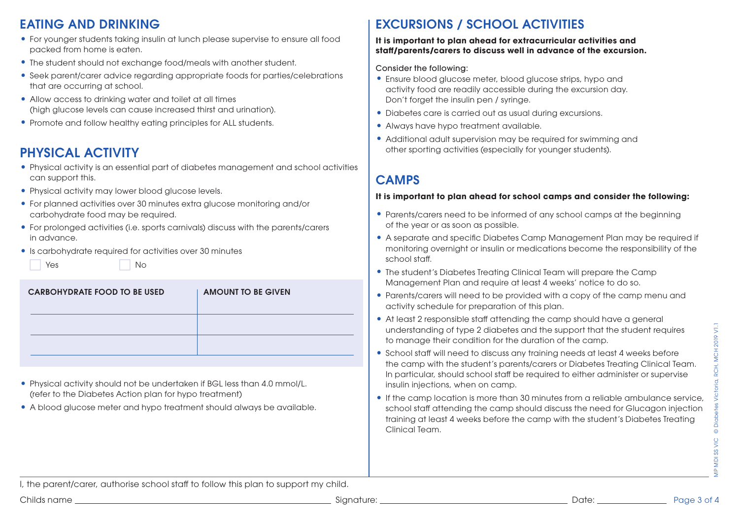## EATING AND DRINKING

- For younger students taking insulin at lunch please supervise to ensure all food packed from home is eaten.
- The student should not exchange food/meals with another student.
- Seek parent/carer advice regarding appropriate foods for parties/celebrations that are occurring at school.
- Allow access to drinking water and toilet at all times (high glucose levels can cause increased thirst and urination).
- Promote and follow healthy eating principles for ALL students.

## PHYSICAL ACTIVITY

- Physical activity is an essential part of diabetes management and school activities can support this.
- Physical activity may lower blood glucose levels.
- For planned activities over 30 minutes extra glucose monitoring and/or carbohydrate food may be required.
- For prolonged activities (i.e. sports carnivals) discuss with the parents/carers in advance.
- Is carbohydrate required for activities over 30 minutes

☐ Yes ☐ No

| CARBOHYDRATE FOOD TO BE USED | AMOUNT TO BE GIVEN |
|---|---|
| | |
| | |
| | |

- Physical activity should not be undertaken if BGL less than 4.0 mmol/L. (refer to the Diabetes Action plan for hypo treatment)
- A blood glucose meter and hypo treatment should always be available.

## EXCURSIONS / SCHOOL ACTIVITIES

**It is important to plan ahead for extracurricular activities and staff/parents/carers to discuss well in advance of the excursion.**

Consider the following:

- Ensure blood glucose meter, blood glucose strips, hypo and activity food are readily accessible during the excursion day. Don't forget the insulin pen / syringe.
- Diabetes care is carried out as usual during excursions.
- Always have hypo treatment available.
- Additional adult supervision may be required for swimming and other sporting activities (especially for younger students).

## CAMPS

**It is important to plan ahead for school camps and consider the following:**

- Parents/carers need to be informed of any school camps at the beginning of the year or as soon as possible.
- A separate and specific Diabetes Camp Management Plan may be required if monitoring overnight or insulin or medications become the responsibility of the school staff.
- The student's Diabetes Treating Clinical Team will prepare the Camp Management Plan and require at least 4 weeks' notice to do so.
- Parents/carers will need to be provided with a copy of the camp menu and activity schedule for preparation of this plan.
- At least 2 responsible staff attending the camp should have a general understanding of type 2 diabetes and the support that the student requires to manage their condition for the duration of the camp.
- School staff will need to discuss any training needs at least 4 weeks before the camp with the student's parents/carers or Diabetes Treating Clinical Team. In particular, should school staff be required to either administer or supervise insulin injections, when on camp.
- If the camp location is more than 30 minutes from a reliable ambulance service, school staff attending the camp should discuss the need for Glucagon injection training at least 4 weeks before the camp with the student's Diabetes Treating Clinical Team.

I, the parent/carer, authorise school staff to follow this plan to support my child.

Childs name ______________________ Signature: ______________________ Date: ____________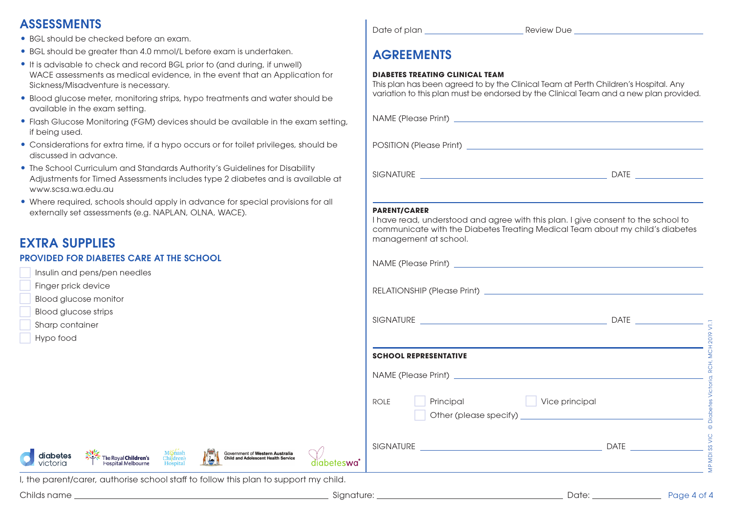## ASSESSMENTS

- BGL should be checked before an exam.
- BGL should be greater than 4.0 mmol/L before exam is undertaken.
- It is advisable to check and record BGL prior to (and during, if unwell) WACE assessments as medical evidence, in the event that an Application for Sickness/Misadventure is necessary.
- Blood glucose meter, monitoring strips, hypo treatments and water should be available in the exam setting.
- Flash Glucose Monitoring (FGM) devices should be available in the exam setting, if being used.
- Considerations for extra time, if a hypo occurs or for toilet privileges, should be discussed in advance.
- The School Curriculum and Standards Authority's Guidelines for Disability Adjustments for Timed Assessments includes type 2 diabetes and is available at www.scsa.wa.edu.au
- Where required, schools should apply in advance for special provisions for all externally set assessments (e.g. NAPLAN, OLNA, WACE).

## EXTRA SUPPLIES

### PROVIDED FOR DIABETES CARE AT THE SCHOOL

- ☐ Insulin and pens/pen needles
- ☐ Finger prick device
- ☐ Blood glucose monitor
- ☐ Blood glucose strips
- ☐ Sharp container
- ☐ Hypo food

diabetes victoria | The Royal Children's Hospital Melbourne | Monash Children's Hospital | Government of Western Australia Child and Adolescent Health Service | diabeteswa

Date of plan ______________ Review Due ______________

## AGREEMENTS

**DIABETES TREATING CLINICAL TEAM**

This plan has been agreed to by the Clinical Team at Perth Children's Hospital. Any variation to this plan must be endorsed by the Clinical Team and a new plan provided.

NAME (Please Print) ______________

POSITION (Please Print) ______________

SIGNATURE ______________ DATE ______________

**PARENT/CARER**

I have read, understood and agree with this plan. I give consent to the school to communicate with the Diabetes Treating Medical Team about my child's diabetes management at school.

NAME (Please Print) ______________

RELATIONSHIP (Please Print) ______________

SIGNATURE ______________ DATE ______________

**SCHOOL REPRESENTATIVE**

NAME (Please Print) ______________

ROLE ☐ Principal ☐ Vice principal
☐ Other (please specify) ______________

SIGNATURE ______________ DATE ______________

MP MDI SS VIC © Diabetes Victoria, RCH, MCH 2019 V1.1

I, the parent/carer, authorise school staff to follow this plan to support my child.

Childs name ______________ Signature: ______________ Date: ______________